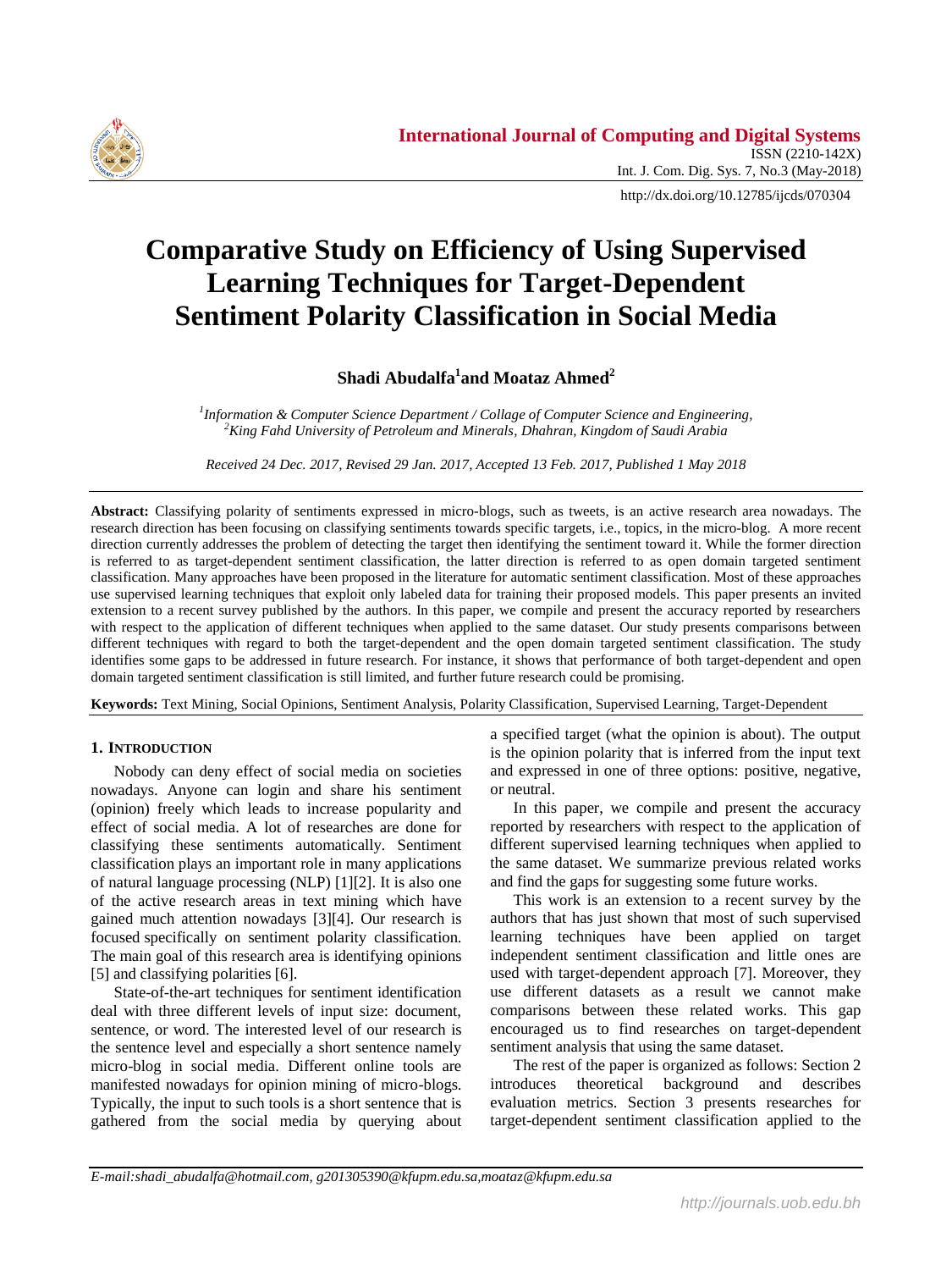Comparative Study on Efficiency of Using Supervised Learning Techniques for Target-Dependent Sentiment Polarity Classification in Social Media

# Comparative Study on Efficiency of Using Supervised Learning Techniques for Target-Dependent Sentiment Polarity Classification in Social Media

**Shadi Abudalfa[1] and Moataz Ahmed[2]**

*[1]Information & Computer Science Department / Collage of Computer Science and Engineering,*
*[2]King Fahd University of Petroleum and Minerals, Dhahran, Kingdom of Saudi Arabia*

*Received 24 Dec. 2017, Revised 29 Jan. 2017, Accepted 13 Feb. 2017, Published 1 May 2018*

**Abstract:** Classifying polarity of sentiments expressed in micro-blogs, such as tweets, is an active research area nowadays. The research direction has been focusing on classifying sentiments towards specific targets, i.e., topics, in the micro-blog. A more recent direction currently addresses the problem of detecting the target then identifying the sentiment toward it. While the former direction is referred to as target-dependent sentiment classification, the latter direction is referred to as open domain targeted sentiment classification. Many approaches have been proposed in the literature for automatic sentiment classification. Most of these approaches use supervised learning techniques that exploit only labeled data for training their proposed models. This paper presents an invited extension to a recent survey published by the authors. In this paper, we compile and present the accuracy reported by researchers with respect to the application of different techniques when applied to the same dataset. Our study presents comparisons between different techniques with regard to both the target-dependent and the open domain targeted sentiment classification. The study identifies some gaps to be addressed in future research. For instance, it shows that performance of both target-dependent and open domain targeted sentiment classification is still limited, and further future research could be promising.

**Keywords:** Text Mining, Social Opinions, Sentiment Analysis, Polarity Classification, Supervised Learning, Target-Dependent

## 1. Introduction

Nobody can deny effect of social media on societies nowadays. Anyone can login and share his sentiment (opinion) freely which leads to increase popularity and effect of social media. A lot of researches are done for classifying these sentiments automatically. Sentiment classification plays an important role in many applications of natural language processing (NLP) [1][2]. It is also one of the active research areas in text mining which have gained much attention nowadays [3][4]. Our research is focused specifically on sentiment polarity classification. The main goal of this research area is identifying opinions [5] and classifying polarities [6].

State-of-the-art techniques for sentiment identification deal with three different levels of input size: document, sentence, or word. The interested level of our research is the sentence level and especially a short sentence namely micro-blog in social media. Different online tools are manifested nowadays for opinion mining of micro-blogs. Typically, the input to such tools is a short sentence that is gathered from the social media by querying about a specified target (what the opinion is about). The output is the opinion polarity that is inferred from the input text and expressed in one of three options: positive, negative, or neutral.

In this paper, we compile and present the accuracy reported by researchers with respect to the application of different supervised learning techniques when applied to the same dataset. We summarize previous related works and find the gaps for suggesting some future works.

This work is an extension to a recent survey by the authors that has just shown that most of such supervised learning techniques have been applied on target independent sentiment classification and little ones are used with target-dependent approach [7]. Moreover, they use different datasets as a result we cannot make comparisons between these related works. This gap encouraged us to find researches on target-dependent sentiment analysis that using the same dataset.

The rest of the paper is organized as follows: Section 2 introduces theoretical background and describes evaluation metrics. Section 3 presents researches for target-dependent sentiment classification applied to the

*E-mail:shadi_abudalfa@hotmail.com, g201305390@kfupm.edu.sa,moataz@kfupm.edu.sa*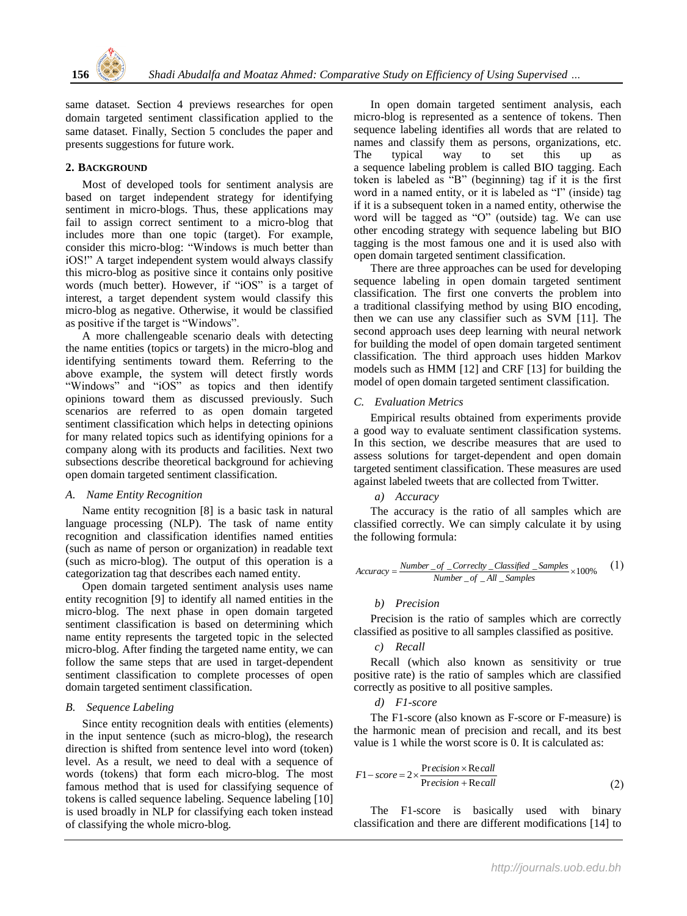same dataset. Section 4 previews researches for open domain targeted sentiment classification applied to the same dataset. Finally, Section 5 concludes the paper and presents suggestions for future work.

## 2. Background

Most of developed tools for sentiment analysis are based on target independent strategy for identifying sentiment in micro-blogs. Thus, these applications may fail to assign correct sentiment to a micro-blog that includes more than one topic (target). For example, consider this micro-blog: "Windows is much better than iOS!" A target independent system would always classify this micro-blog as positive since it contains only positive words (much better). However, if "iOS" is a target of interest, a target dependent system would classify this micro-blog as negative. Otherwise, it would be classified as positive if the target is "Windows".

A more challengeable scenario deals with detecting the name entities (topics or targets) in the micro-blog and identifying sentiments toward them. Referring to the above example, the system will detect firstly words "Windows" and "iOS" as topics and then identify opinions toward them as discussed previously. Such scenarios are referred to as open domain targeted sentiment classification which helps in detecting opinions for many related topics such as identifying opinions for a company along with its products and facilities. Next two subsections describe theoretical background for achieving open domain targeted sentiment classification.

### *A. Name Entity Recognition*

Name entity recognition [8] is a basic task in natural language processing (NLP). The task of name entity recognition and classification identifies named entities (such as name of person or organization) in readable text (such as micro-blog). The output of this operation is a categorization tag that describes each named entity.

Open domain targeted sentiment analysis uses name entity recognition [9] to identify all named entities in the micro-blog. The next phase in open domain targeted sentiment classification is based on determining which name entity represents the targeted topic in the selected micro-blog. After finding the targeted name entity, we can follow the same steps that are used in target-dependent sentiment classification to complete processes of open domain targeted sentiment classification.

### *B. Sequence Labeling*

Since entity recognition deals with entities (elements) in the input sentence (such as micro-blog), the research direction is shifted from sentence level into word (token) level. As a result, we need to deal with a sequence of words (tokens) that form each micro-blog. The most famous method that is used for classifying sequence of tokens is called sequence labeling. Sequence labeling [10] is used broadly in NLP for classifying each token instead of classifying the whole micro-blog.

In open domain targeted sentiment analysis, each micro-blog is represented as a sentence of tokens. Then sequence labeling identifies all words that are related to names and classify them as persons, organizations, etc. The typical way to set this up as a sequence labeling problem is called BIO tagging. Each token is labeled as "B" (beginning) tag if it is the first word in a named entity, or it is labeled as "I" (inside) tag if it is a subsequent token in a named entity, otherwise the word will be tagged as "O" (outside) tag. We can use other encoding strategy with sequence labeling but BIO tagging is the most famous one and it is used also with open domain targeted sentiment classification.

There are three approaches can be used for developing sequence labeling in open domain targeted sentiment classification. The first one converts the problem into a traditional classifying method by using BIO encoding, then we can use any classifier such as SVM [11]. The second approach uses deep learning with neural network for building the model of open domain targeted sentiment classification. The third approach uses hidden Markov models such as HMM [12] and CRF [13] for building the model of open domain targeted sentiment classification.

### *C. Evaluation Metrics*

Empirical results obtained from experiments provide a good way to evaluate sentiment classification systems. In this section, we describe measures that are used to assess solutions for target-dependent and open domain targeted sentiment classification. These measures are used against labeled tweets that are collected from Twitter.

#### *a) Accuracy*

The accuracy is the ratio of all samples which are classified correctly. We can simply calculate it by using the following formula:

$$Accuracy = \frac{Number\_of\_Correclty\_Classified\_Samples}{Number\_of\_All\_Samples} \times 100\% \quad (1)$$

#### *b) Precision*

Precision is the ratio of samples which are correctly classified as positive to all samples classified as positive.

#### *c) Recall*

Recall (which also known as sensitivity or true positive rate) is the ratio of samples which are classified correctly as positive to all positive samples.

#### *d) F1-score*

The F1-score (also known as F-score or F-measure) is the harmonic mean of precision and recall, and its best value is 1 while the worst score is 0. It is calculated as:

$$F1-score = 2 \times \frac{Precision \times Recall}{Precision + Recall} \quad (2)$$

The F1-score is basically used with binary classification and there are different modifications [14] to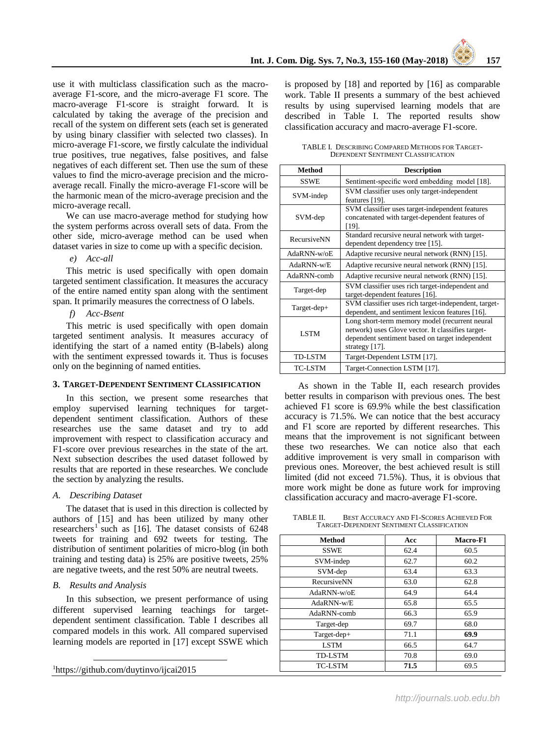use it with multiclass classification such as the macro-average F1-score, and the micro-average F1 score. The macro-average F1-score is straight forward. It is calculated by taking the average of the precision and recall of the system on different sets (each set is generated by using binary classifier with selected two classes). In micro-average F1-score, we firstly calculate the individual true positives, true negatives, false positives, and false negatives of each different set. Then use the sum of these values to find the micro-average precision and the micro-average recall. Finally the micro-average F1-score will be the harmonic mean of the micro-average precision and the micro-average recall.

We can use macro-average method for studying how the system performs across overall sets of data. From the other side, micro-average method can be used when dataset varies in size to come up with a specific decision.

*e) Acc-all*

This metric is used specifically with open domain targeted sentiment classification. It measures the accuracy of the entire named entity span along with the sentiment span. It primarily measures the correctness of O labels.

*f) Acc-Bsent*

This metric is used specifically with open domain targeted sentiment analysis. It measures accuracy of identifying the start of a named entity (B-labels) along with the sentiment expressed towards it. Thus is focuses only on the beginning of named entities.

## 3. Target-Dependent Sentiment Classification

In this section, we present some researches that employ supervised learning techniques for target-dependent sentiment classification. Authors of these researches use the same dataset and try to add improvement with respect to classification accuracy and F1-score over previous researches in the state of the art. Next subsection describes the used dataset followed by results that are reported in these researches. We conclude the section by analyzing the results.

### A. Describing Dataset

The dataset that is used in this direction is collected by authors of [15] and has been utilized by many other researchers[1] such as [16]. The dataset consists of 6248 tweets for training and 692 tweets for testing. The distribution of sentiment polarities of micro-blog (in both training and testing data) is 25% are positive tweets, 25% are negative tweets, and the rest 50% are neutral tweets.

### B. Results and Analysis

In this subsection, we present performance of using different supervised learning teachings for target-dependent sentiment classification. Table I describes all compared models in this work. All compared supervised learning models are reported in [17] except SSWE which is proposed by [18] and reported by [16] as comparable work. Table II presents a summary of the best achieved results by using supervised learning models that are described in Table I. The reported results show classification accuracy and macro-average F1-score.

TABLE I. Describing Compared Methods for Target-Dependent Sentiment Classification

| Method | Description |
|---|---|
| SSWE | Sentiment-specific word embedding model [18]. |
| SVM-indep | SVM classifier uses only target-independent features [19]. |
| SVM-dep | SVM classifier uses target-independent features concatenated with target-dependent features of [19]. |
| RecursiveNN | Standard recursive neural network with target-dependent dependency tree [15]. |
| AdaRNN-w/oE | Adaptive recursive neural network (RNN) [15]. |
| AdaRNN-w/E | Adaptive recursive neural network (RNN) [15]. |
| AdaRNN-comb | Adaptive recursive neural network (RNN) [15]. |
| Target-dep | SVM classifier uses rich target-independent and target-dependent features [16]. |
| Target-dep+ | SVM classifier uses rich target-independent, target-dependent, and sentiment lexicon features [16]. |
| LSTM | Long short-term memory model (recurrent neural network) uses Glove vector. It classifies target-dependent sentiment based on target independent strategy [17]. |
| TD-LSTM | Target-Dependent LSTM [17]. |
| TC-LSTM | Target-Connection LSTM [17]. |

As shown in the Table II, each research provides better results in comparison with previous ones. The best achieved F1 score is 69.9% while the best classification accuracy is 71.5%. We can notice that the best accuracy and F1 score are reported by different researches. This means that the improvement is not significant between these two researches. We can notice also that each additive improvement is very small in comparison with previous ones. Moreover, the best achieved result is still limited (did not exceed 71.5%). Thus, it is obvious that more work might be done as future work for improving classification accuracy and macro-average F1-score.

TABLE II. Best Accuracy and F1-Scores Achieved for Target-Dependent Sentiment Classification

| Method | Acc | Macro-F1 |
|---|---|---|
| SSWE | 62.4 | 60.5 |
| SVM-indep | 62.7 | 60.2 |
| SVM-dep | 63.4 | 63.3 |
| RecursiveNN | 63.0 | 62.8 |
| AdaRNN-w/oE | 64.9 | 64.4 |
| AdaRNN-w/E | 65.8 | 65.5 |
| AdaRNN-comb | 66.3 | 65.9 |
| Target-dep | 69.7 | 68.0 |
| Target-dep+ | 71.1 | **69.9** |
| LSTM | 66.5 | 64.7 |
| TD-LSTM | 70.8 | 69.0 |
| TC-LSTM | **71.5** | 69.5 |

[1] https://github.com/duytinvo/ijcai2015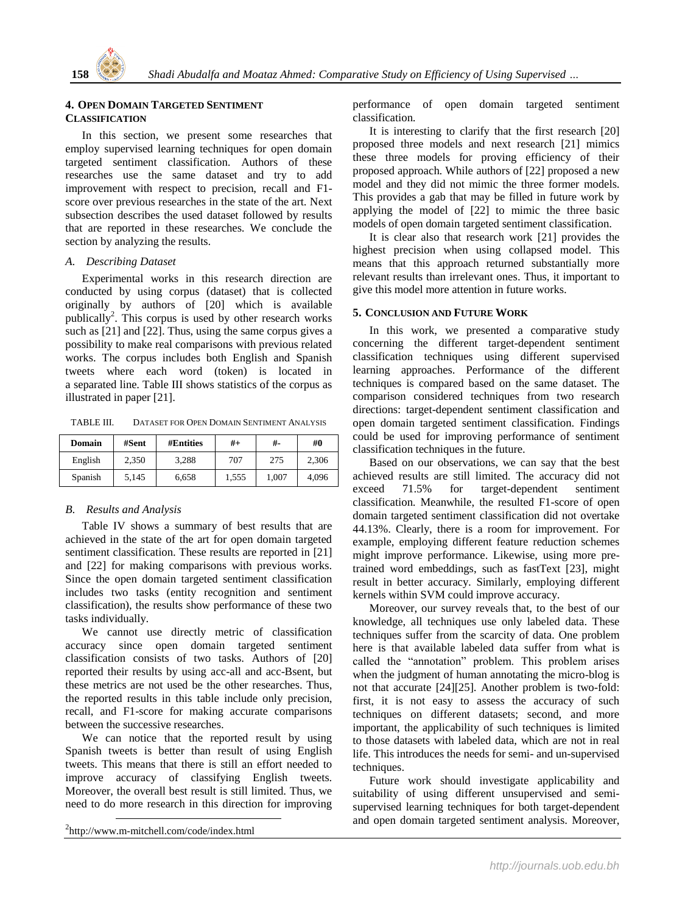## 4. Open Domain Targeted Sentiment Classification

In this section, we present some researches that employ supervised learning techniques for open domain targeted sentiment classification. Authors of these researches use the same dataset and try to add improvement with respect to precision, recall and F1-score over previous researches in the state of the art. Next subsection describes the used dataset followed by results that are reported in these researches. We conclude the section by analyzing the results.

### *A. Describing Dataset*

Experimental works in this research direction are conducted by using corpus (dataset) that is collected originally by authors of [20] which is available publicly[2]. This corpus is used by other research works such as [21] and [22]. Thus, using the same corpus gives a possibility to make real comparisons with previous related works. The corpus includes both English and Spanish tweets where each word (token) is located in a separated line. Table III shows statistics of the corpus as illustrated in paper [21].

TABLE III. Dataset for Open Domain Sentiment Analysis

| Domain | #Sent | #Entities | #+ | #- | #0 |
|---|---|---|---|---|---|
| English | 2,350 | 3,288 | 707 | 275 | 2,306 |
| Spanish | 5,145 | 6,658 | 1,555 | 1,007 | 4,096 |

### *B. Results and Analysis*

Table IV shows a summary of best results that are achieved in the state of the art for open domain targeted sentiment classification. These results are reported in [21] and [22] for making comparisons with previous works. Since the open domain targeted sentiment classification includes two tasks (entity recognition and sentiment classification), the results show performance of these two tasks individually.

We cannot use directly metric of classification accuracy since open domain targeted sentiment classification consists of two tasks. Authors of [20] reported their results by using acc-all and acc-Bsent, but these metrics are not used be the other researches. Thus, the reported results in this table include only precision, recall, and F1-score for making accurate comparisons between the successive researches.

We can notice that the reported result by using Spanish tweets is better than result of using English tweets. This means that there is still an effort needed to improve accuracy of classifying English tweets. Moreover, the overall best result is still limited. Thus, we need to do more research in this direction for improving performance of open domain targeted sentiment classification.

It is interesting to clarify that the first research [20] proposed three models and next research [21] mimics these three models for proving efficiency of their proposed approach. While authors of [22] proposed a new model and they did not mimic the three former models. This provides a gab that may be filled in future work by applying the model of [22] to mimic the three basic models of open domain targeted sentiment classification.

It is clear also that research work [21] provides the highest precision when using collapsed model. This means that this approach returned substantially more relevant results than irrelevant ones. Thus, it important to give this model more attention in future works.

## 5. Conclusion and Future Work

In this work, we presented a comparative study concerning the different target-dependent sentiment classification techniques using different supervised learning approaches. Performance of the different techniques is compared based on the same dataset. The comparison considered techniques from two research directions: target-dependent sentiment classification and open domain targeted sentiment classification. Findings could be used for improving performance of sentiment classification techniques in the future.

Based on our observations, we can say that the best achieved results are still limited. The accuracy did not exceed 71.5% for target-dependent sentiment classification. Meanwhile, the resulted F1-score of open domain targeted sentiment classification did not overtake 44.13%. Clearly, there is a room for improvement. For example, employing different feature reduction schemes might improve performance. Likewise, using more pre-trained word embeddings, such as fastText [23], might result in better accuracy. Similarly, employing different kernels within SVM could improve accuracy.

Moreover, our survey reveals that, to the best of our knowledge, all techniques use only labeled data. These techniques suffer from the scarcity of data. One problem here is that available labeled data suffer from what is called the "annotation" problem. This problem arises when the judgment of human annotating the micro-blog is not that accurate [24][25]. Another problem is two-fold: first, it is not easy to assess the accuracy of such techniques on different datasets; second, and more important, the applicability of such techniques is limited to those datasets with labeled data, which are not in real life. This introduces the needs for semi- and un-supervised techniques.

Future work should investigate applicability and suitability of using different unsupervised and semi-supervised learning techniques for both target-dependent and open domain targeted sentiment analysis. Moreover,

[2] http://www.m-mitchell.com/code/index.html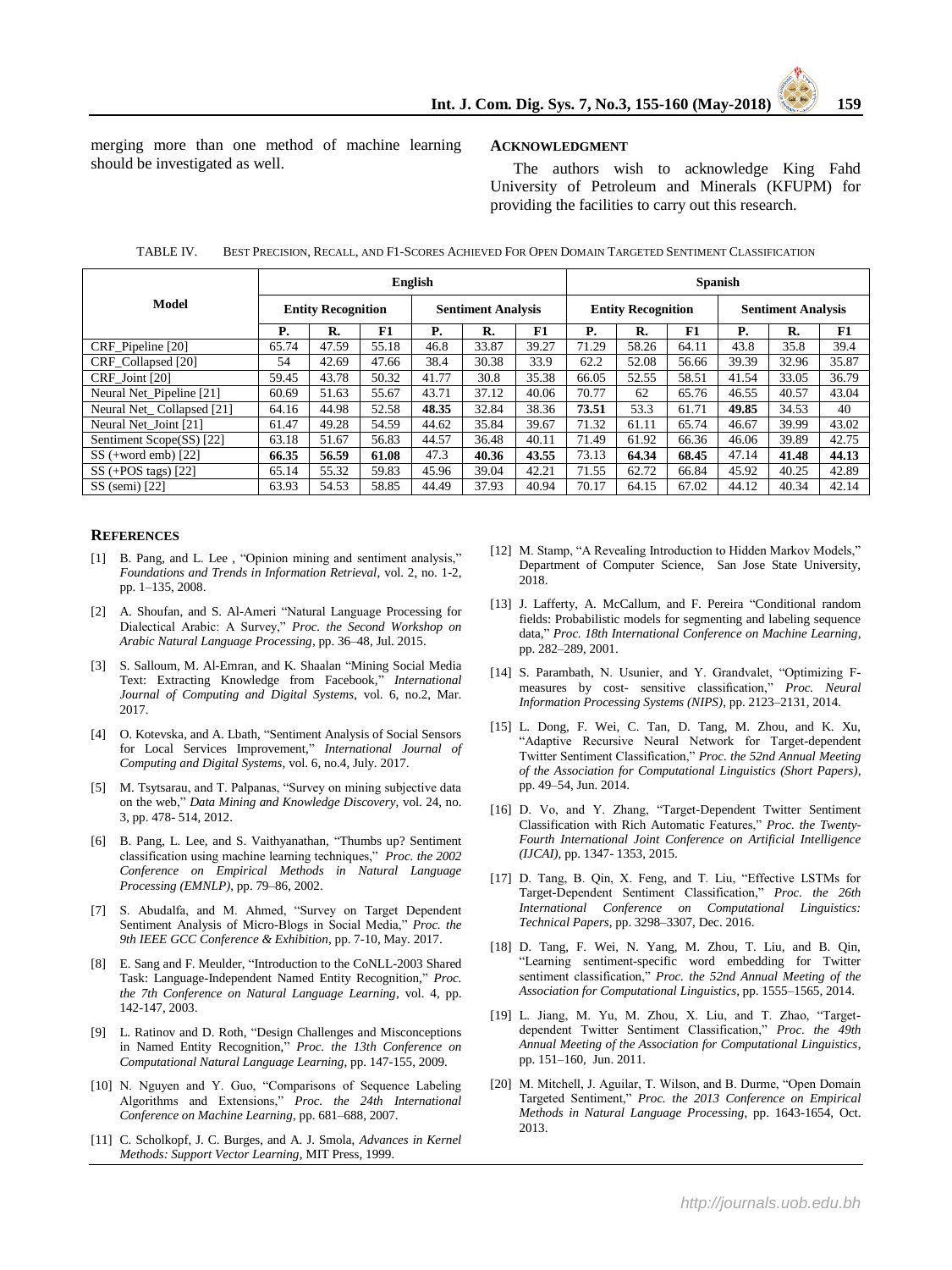merging more than one method of machine learning should be investigated as well.

## Acknowledgment

The authors wish to acknowledge King Fahd University of Petroleum and Minerals (KFUPM) for providing the facilities to carry out this research.

TABLE IV. BEST PRECISION, RECALL, AND F1-SCORES ACHIEVED FOR OPEN DOMAIN TARGETED SENTIMENT CLASSIFICATION

| Model | English | | | | | | Spanish | | | | | |
|---|---|---|---|---|---|---|---|---|---|---|---|---|
| | Entity Recognition | | | Sentiment Analysis | | | Entity Recognition | | | Sentiment Analysis | | |
| | P. | R. | F1 | P. | R. | F1 | P. | R. | F1 | P. | R. | F1 |
| CRF_Pipeline [20] | 65.74 | 47.59 | 55.18 | 46.8 | 33.87 | 39.27 | 71.29 | 58.26 | 64.11 | 43.8 | 35.8 | 39.4 |
| CRF_Collapsed [20] | 54 | 42.69 | 47.66 | 38.4 | 30.38 | 33.9 | 62.2 | 52.08 | 56.66 | 39.39 | 32.96 | 35.87 |
| CRF_Joint [20] | 59.45 | 43.78 | 50.32 | 41.77 | 30.8 | 35.38 | 66.05 | 52.55 | 58.51 | 41.54 | 33.05 | 36.79 |
| Neural Net_Pipeline [21] | 60.69 | 51.63 | 55.67 | 43.71 | 37.12 | 40.06 | 70.77 | 62 | 65.76 | 46.55 | 40.57 | 43.04 |
| Neural Net_ Collapsed [21] | 64.16 | 44.98 | 52.58 | **48.35** | 32.84 | 38.36 | **73.51** | 53.3 | 61.71 | **49.85** | 34.53 | 40 |
| Neural Net_Joint [21] | 61.47 | 49.28 | 54.59 | 44.62 | 35.84 | 39.67 | 71.32 | 61.11 | 65.74 | 46.67 | 39.99 | 43.02 |
| Sentiment Scope(SS) [22] | 63.18 | 51.67 | 56.83 | 44.57 | 36.48 | 40.11 | 71.49 | 61.92 | 66.36 | 46.06 | 39.89 | 42.75 |
| SS (+word emb) [22] | **66.35** | **56.59** | **61.08** | 47.3 | **40.36** | **43.55** | 73.13 | **64.34** | **68.45** | 47.14 | **41.48** | **44.13** |
| SS (+POS tags) [22] | 65.14 | 55.32 | 59.83 | 45.96 | 39.04 | 42.21 | 71.55 | 62.72 | 66.84 | 45.92 | 40.25 | 42.89 |
| SS (semi) [22] | 63.93 | 54.53 | 58.85 | 44.49 | 37.93 | 40.94 | 70.17 | 64.15 | 67.02 | 44.12 | 40.34 | 42.14 |

## References

[1] B. Pang, and L. Lee , "Opinion mining and sentiment analysis," *Foundations and Trends in Information Retrieval*, vol. 2, no. 1-2, pp. 1–135, 2008.

[2] A. Shoufan, and S. Al-Ameri "Natural Language Processing for Dialectical Arabic: A Survey," *Proc. the Second Workshop on Arabic Natural Language Processing*, pp. 36–48, Jul. 2015.

[3] S. Salloum, M. Al-Emran, and K. Shaalan "Mining Social Media Text: Extracting Knowledge from Facebook," *International Journal of Computing and Digital Systems*, vol. 6, no.2, Mar. 2017.

[4] O. Kotevska, and A. Lbath, "Sentiment Analysis of Social Sensors for Local Services Improvement," *International Journal of Computing and Digital Systems*, vol. 6, no.4, July. 2017.

[5] M. Tsytsarau, and T. Palpanas, "Survey on mining subjective data on the web," *Data Mining and Knowledge Discovery*, vol. 24, no. 3, pp. 478- 514, 2012.

[6] B. Pang, L. Lee, and S. Vaithyanathan, "Thumbs up? Sentiment classification using machine learning techniques," *Proc. the 2002 Conference on Empirical Methods in Natural Language Processing (EMNLP)*, pp. 79–86, 2002.

[7] S. Abudalfa, and M. Ahmed, "Survey on Target Dependent Sentiment Analysis of Micro-Blogs in Social Media," *Proc. the 9th IEEE GCC Conference & Exhibition*, pp. 7-10, May. 2017.

[8] E. Sang and F. Meulder, "Introduction to the CoNLL-2003 Shared Task: Language-Independent Named Entity Recognition," *Proc. the 7th Conference on Natural Language Learning*, vol. 4, pp. 142-147, 2003.

[9] L. Ratinov and D. Roth, "Design Challenges and Misconceptions in Named Entity Recognition," *Proc. the 13th Conference on Computational Natural Language Learning*, pp. 147-155, 2009.

[10] N. Nguyen and Y. Guo, "Comparisons of Sequence Labeling Algorithms and Extensions," *Proc. the 24th International Conference on Machine Learning*, pp. 681–688, 2007.

[11] C. Scholkopf, J. C. Burges, and A. J. Smola, *Advances in Kernel Methods: Support Vector Learning*, MIT Press, 1999.

[12] M. Stamp, "A Revealing Introduction to Hidden Markov Models," Department of Computer Science, San Jose State University, 2018.

[13] J. Lafferty, A. McCallum, and F. Pereira "Conditional random fields: Probabilistic models for segmenting and labeling sequence data," *Proc. 18th International Conference on Machine Learning*, pp. 282–289, 2001.

[14] S. Parambath, N. Usunier, and Y. Grandvalet, "Optimizing F-measures by cost- sensitive classification," *Proc. Neural Information Processing Systems (NIPS)*, pp. 2123–2131, 2014.

[15] L. Dong, F. Wei, C. Tan, D. Tang, M. Zhou, and K. Xu, "Adaptive Recursive Neural Network for Target-dependent Twitter Sentiment Classification," *Proc. the 52nd Annual Meeting of the Association for Computational Linguistics (Short Papers)*, pp. 49–54, Jun. 2014.

[16] D. Vo, and Y. Zhang, "Target-Dependent Twitter Sentiment Classification with Rich Automatic Features," *Proc. the Twenty-Fourth International Joint Conference on Artificial Intelligence (IJCAI)*, pp. 1347- 1353, 2015.

[17] D. Tang, B. Qin, X. Feng, and T. Liu, "Effective LSTMs for Target-Dependent Sentiment Classification," *Proc. the 26th International Conference on Computational Linguistics: Technical Papers*, pp. 3298–3307, Dec. 2016.

[18] D. Tang, F. Wei, N. Yang, M. Zhou, T. Liu, and B. Qin, "Learning sentiment-specific word embedding for Twitter sentiment classification," *Proc. the 52nd Annual Meeting of the Association for Computational Linguistics*, pp. 1555–1565, 2014.

[19] L. Jiang, M. Yu, M. Zhou, X. Liu, and T. Zhao, "Target-dependent Twitter Sentiment Classification," *Proc. the 49th Annual Meeting of the Association for Computational Linguistics*, pp. 151–160, Jun. 2011.

[20] M. Mitchell, J. Aguilar, T. Wilson, and B. Durme, "Open Domain Targeted Sentiment," *Proc. the 2013 Conference on Empirical Methods in Natural Language Processing*, pp. 1643-1654, Oct. 2013.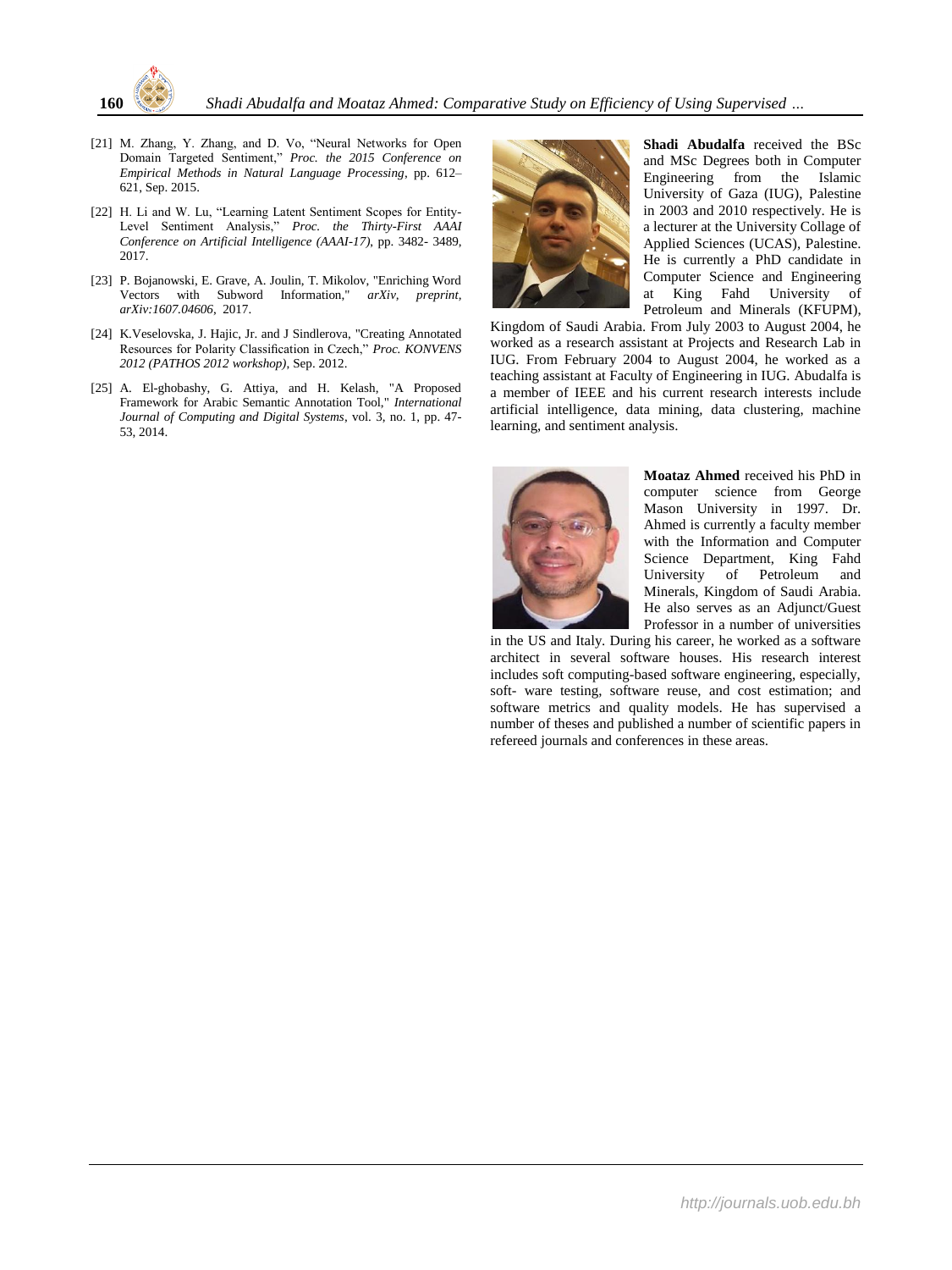[21] M. Zhang, Y. Zhang, and D. Vo, "Neural Networks for Open Domain Targeted Sentiment," *Proc. the 2015 Conference on Empirical Methods in Natural Language Processing*, pp. 612–621, Sep. 2015.

[22] H. Li and W. Lu, "Learning Latent Sentiment Scopes for Entity-Level Sentiment Analysis," *Proc. the Thirty-First AAAI Conference on Artificial Intelligence (AAAI-17)*, pp. 3482- 3489, 2017.

[23] P. Bojanowski, E. Grave, A. Joulin, T. Mikolov, "Enriching Word Vectors with Subword Information," *arXiv, preprint, arXiv:1607.04606*, 2017.

[24] K.Veselovska, J. Hajic, Jr. and J Sindlerova, "Creating Annotated Resources for Polarity Classification in Czech," *Proc. KONVENS 2012 (PATHOS 2012 workshop)*, Sep. 2012.

[25] A. El-ghobashy, G. Attiya, and H. Kelash, "A Proposed Framework for Arabic Semantic Annotation Tool," *International Journal of Computing and Digital Systems*, vol. 3, no. 1, pp. 47-53, 2014.

**Shadi Abudalfa** received the BSc and MSc Degrees both in Computer Engineering from the Islamic University of Gaza (IUG), Palestine in 2003 and 2010 respectively. He is a lecturer at the University Collage of Applied Sciences (UCAS), Palestine. He is currently a PhD candidate in Computer Science and Engineering at King Fahd University of Petroleum and Minerals (KFUPM), Kingdom of Saudi Arabia. From July 2003 to August 2004, he worked as a research assistant at Projects and Research Lab in IUG. From February 2004 to August 2004, he worked as a teaching assistant at Faculty of Engineering in IUG. Abudalfa is a member of IEEE and his current research interests include artificial intelligence, data mining, data clustering, machine learning, and sentiment analysis.

**Moataz Ahmed** received his PhD in computer science from George Mason University in 1997. Dr. Ahmed is currently a faculty member with the Information and Computer Science Department, King Fahd University of Petroleum and Minerals, Kingdom of Saudi Arabia. He also serves as an Adjunct/Guest Professor in a number of universities in the US and Italy. During his career, he worked as a software architect in several software houses. His research interest includes soft computing-based software engineering, especially, soft- ware testing, software reuse, and cost estimation; and software metrics and quality models. He has supervised a number of theses and published a number of scientific papers in refereed journals and conferences in these areas.